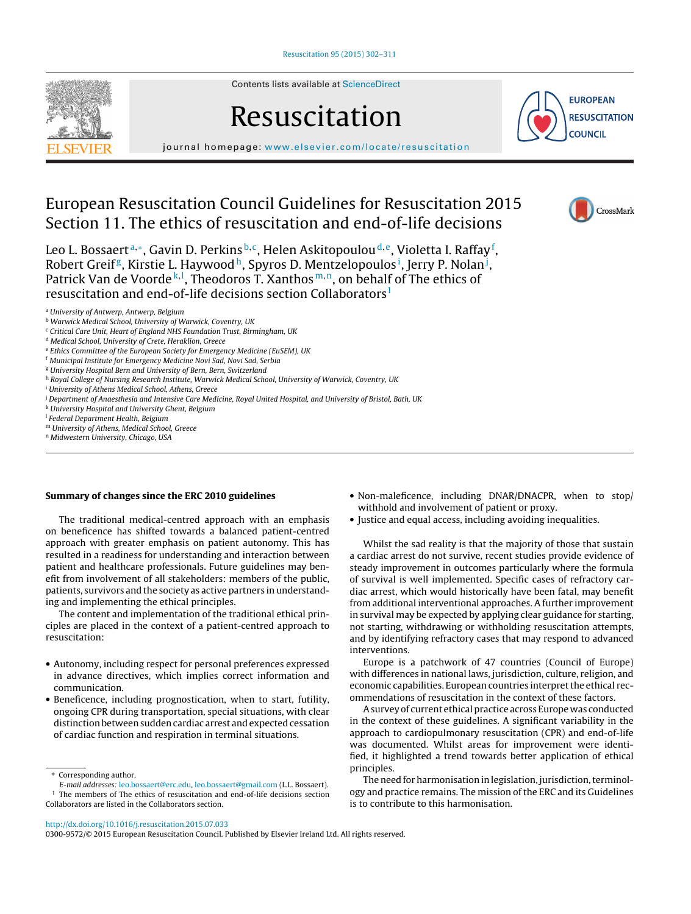# European Resuscitation Council Guidelines for Resuscitation 2015 Section 11. The ethics of resuscitation and end-of-life decisions

Leo L. Bossaert[a,*], Gavin D. Perkins[b,c], Helen Askitopoulou[d,e], Violetta I. Raffay[f], Robert Greif[g], Kirstie L. Haywood[h], Spyros D. Mentzelopoulos[i], Jerry P. Nolan[j], Patrick Van de Voorde[k,l], Theodoros T. Xanthos[m,n], on behalf of The ethics of resuscitation and end-of-life decisions section Collaborators[1]

[a] *University of Antwerp, Antwerp, Belgium*
[b] *Warwick Medical School, University of Warwick, Coventry, UK*
[c] *Critical Care Unit, Heart of England NHS Foundation Trust, Birmingham, UK*
[d] *Medical School, University of Crete, Heraklion, Greece*
[e] *Ethics Committee of the European Society for Emergency Medicine (EuSEM), UK*
[f] *Municipal Institute for Emergency Medicine Novi Sad, Novi Sad, Serbia*
[g] *University Hospital Bern and University of Bern, Bern, Switzerland*
[h] *Royal College of Nursing Research Institute, Warwick Medical School, University of Warwick, Coventry, UK*
[i] *University of Athens Medical School, Athens, Greece*
[j] *Department of Anaesthesia and Intensive Care Medicine, Royal United Hospital, and University of Bristol, Bath, UK*
[k] *University Hospital and University Ghent, Belgium*
[l] *Federal Department Health, Belgium*
[m] *University of Athens, Medical School, Greece*
[n] *Midwestern University, Chicago, USA*

## Summary of changes since the ERC 2010 guidelines

The traditional medical-centred approach with an emphasis on beneficence has shifted towards a balanced patient-centred approach with greater emphasis on patient autonomy. This has resulted in a readiness for understanding and interaction between patient and healthcare professionals. Future guidelines may benefit from involvement of all stakeholders: members of the public, patients, survivors and the society as active partners in understanding and implementing the ethical principles.

The content and implementation of the traditional ethical principles are placed in the context of a patient-centred approach to resuscitation:

- Autonomy, including respect for personal preferences expressed in advance directives, which implies correct information and communication.
- Beneficence, including prognostication, when to start, futility, ongoing CPR during transportation, special situations, with clear distinction between sudden cardiac arrest and expected cessation of cardiac function and respiration in terminal situations.
- Non-maleficence, including DNAR/DNACPR, when to stop/withhold and involvement of patient or proxy.
- Justice and equal access, including avoiding inequalities.

Whilst the sad reality is that the majority of those that sustain a cardiac arrest do not survive, recent studies provide evidence of steady improvement in outcomes particularly where the formula of survival is well implemented. Specific cases of refractory cardiac arrest, which would historically have been fatal, may benefit from additional interventional approaches. A further improvement in survival may be expected by applying clear guidance for starting, not starting, withdrawing or withholding resuscitation attempts, and by identifying refractory cases that may respond to advanced interventions.

Europe is a patchwork of 47 countries (Council of Europe) with differences in national laws, jurisdiction, culture, religion, and economic capabilities. European countries interpret the ethical recommendations of resuscitation in the context of these factors.

A survey of current ethical practice across Europe was conducted in the context of these guidelines. A significant variability in the approach to cardiopulmonary resuscitation (CPR) and end-of-life was documented. Whilst areas for improvement were identified, it highlighted a trend towards better application of ethical principles.

The need for harmonisation in legislation, jurisdiction, terminology and practice remains. The mission of the ERC and its Guidelines is to contribute to this harmonisation.

\* Corresponding author.
*E-mail addresses:* leo.bossaert@erc.edu, leo.bossaert@gmail.com (L.L. Bossaert).
[1] The members of The ethics of resuscitation and end-of-life decisions section Collaborators are listed in the Collaborators section.

http://dx.doi.org/10.1016/j.resuscitation.2015.07.033
0300-9572/© 2015 European Resuscitation Council. Published by Elsevier Ireland Ltd. All rights reserved.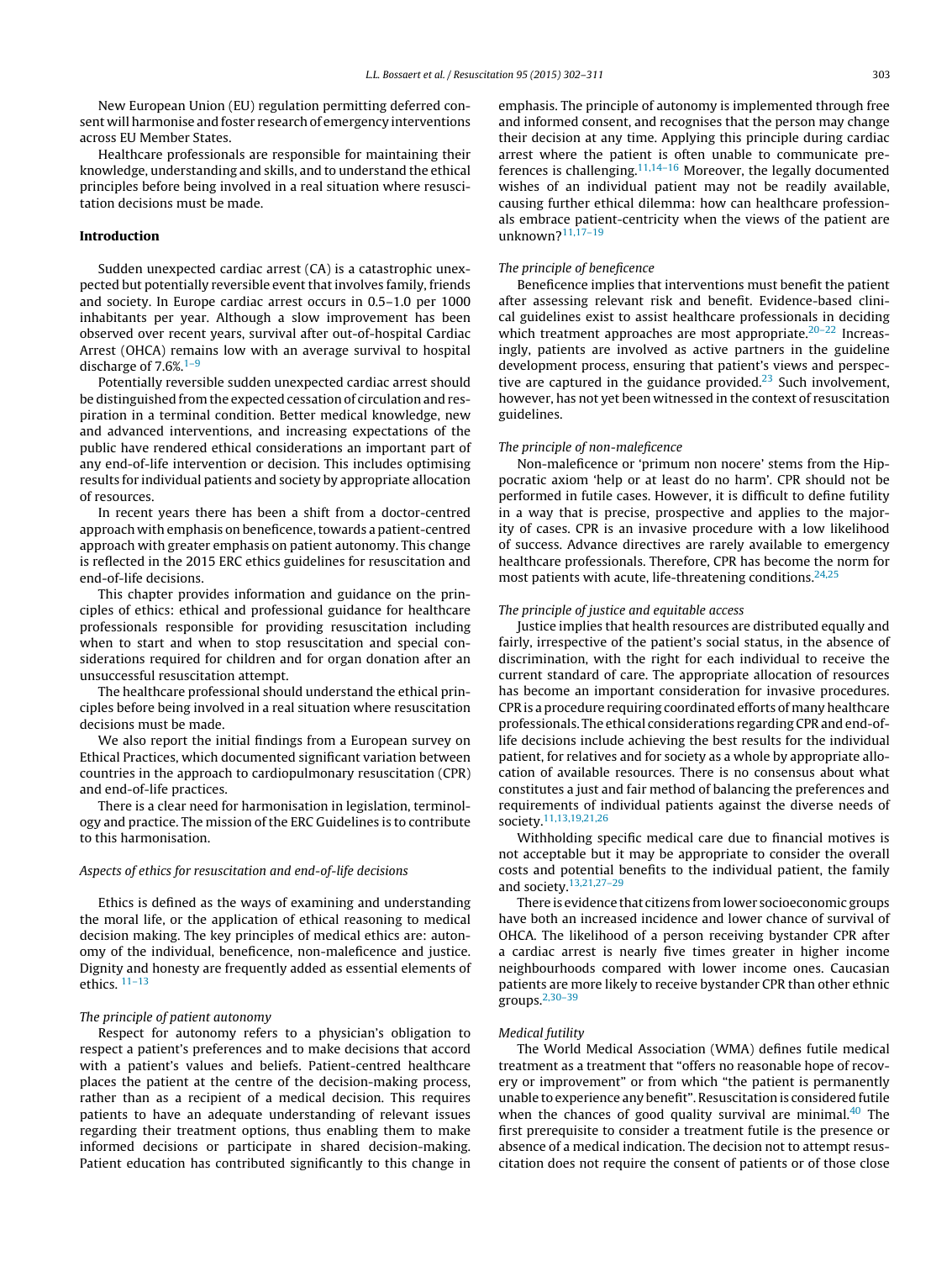New European Union (EU) regulation permitting deferred consent will harmonise and foster research of emergency interventions across EU Member States.

Healthcare professionals are responsible for maintaining their knowledge, understanding and skills, and to understand the ethical principles before being involved in a real situation where resuscitation decisions must be made.

## Introduction

Sudden unexpected cardiac arrest (CA) is a catastrophic unexpected but potentially reversible event that involves family, friends and society. In Europe cardiac arrest occurs in 0.5–1.0 per 1000 inhabitants per year. Although a slow improvement has been observed over recent years, survival after out-of-hospital Cardiac Arrest (OHCA) remains low with an average survival to hospital discharge of 7.6%.[1–9]

Potentially reversible sudden unexpected cardiac arrest should be distinguished from the expected cessation of circulation and respiration in a terminal condition. Better medical knowledge, new and advanced interventions, and increasing expectations of the public have rendered ethical considerations an important part of any end-of-life intervention or decision. This includes optimising results for individual patients and society by appropriate allocation of resources.

In recent years there has been a shift from a doctor-centred approach with emphasis on beneficence, towards a patient-centred approach with greater emphasis on patient autonomy. This change is reflected in the 2015 ERC ethics guidelines for resuscitation and end-of-life decisions.

This chapter provides information and guidance on the principles of ethics: ethical and professional guidance for healthcare professionals responsible for providing resuscitation including when to start and when to stop resuscitation and special considerations required for children and for organ donation after an unsuccessful resuscitation attempt.

The healthcare professional should understand the ethical principles before being involved in a real situation where resuscitation decisions must be made.

We also report the initial findings from a European survey on Ethical Practices, which documented significant variation between countries in the approach to cardiopulmonary resuscitation (CPR) and end-of-life practices.

There is a clear need for harmonisation in legislation, terminology and practice. The mission of the ERC Guidelines is to contribute to this harmonisation.

### *Aspects of ethics for resuscitation and end-of-life decisions*

Ethics is defined as the ways of examining and understanding the moral life, or the application of ethical reasoning to medical decision making. The key principles of medical ethics are: autonomy of the individual, beneficence, non-maleficence and justice. Dignity and honesty are frequently added as essential elements of ethics.[11–13]

#### *The principle of patient autonomy*

Respect for autonomy refers to a physician's obligation to respect a patient's preferences and to make decisions that accord with a patient's values and beliefs. Patient-centred healthcare places the patient at the centre of the decision-making process, rather than as a recipient of a medical decision. This requires patients to have an adequate understanding of relevant issues regarding their treatment options, thus enabling them to make informed decisions or participate in shared decision-making. Patient education has contributed significantly to this change in emphasis. The principle of autonomy is implemented through free and informed consent, and recognises that the person may change their decision at any time. Applying this principle during cardiac arrest where the patient is often unable to communicate preferences is challenging.[11,14–16] Moreover, the legally documented wishes of an individual patient may not be readily available, causing further ethical dilemma: how can healthcare professionals embrace patient-centricity when the views of the patient are unknown?[11,17–19]

#### *The principle of beneficence*

Beneficence implies that interventions must benefit the patient after assessing relevant risk and benefit. Evidence-based clinical guidelines exist to assist healthcare professionals in deciding which treatment approaches are most appropriate.[20–22] Increasingly, patients are involved as active partners in the guideline development process, ensuring that patient's views and perspective are captured in the guidance provided.[23] Such involvement, however, has not yet been witnessed in the context of resuscitation guidelines.

#### *The principle of non-maleficence*

Non-maleficence or 'primum non nocere' stems from the Hippocratic axiom 'help or at least do no harm'. CPR should not be performed in futile cases. However, it is difficult to define futility in a way that is precise, prospective and applies to the majority of cases. CPR is an invasive procedure with a low likelihood of success. Advance directives are rarely available to emergency healthcare professionals. Therefore, CPR has become the norm for most patients with acute, life-threatening conditions.[24,25]

#### *The principle of justice and equitable access*

Justice implies that health resources are distributed equally and fairly, irrespective of the patient's social status, in the absence of discrimination, with the right for each individual to receive the current standard of care. The appropriate allocation of resources has become an important consideration for invasive procedures. CPR is a procedure requiring coordinated efforts of many healthcare professionals. The ethical considerations regarding CPR and end-of-life decisions include achieving the best results for the individual patient, for relatives and for society as a whole by appropriate allocation of available resources. There is no consensus about what constitutes a just and fair method of balancing the preferences and requirements of individual patients against the diverse needs of society.[11,13,19,21,26]

Withholding specific medical care due to financial motives is not acceptable but it may be appropriate to consider the overall costs and potential benefits to the individual patient, the family and society.[13,21,27–29]

There is evidence that citizens from lower socioeconomic groups have both an increased incidence and lower chance of survival of OHCA. The likelihood of a person receiving bystander CPR after a cardiac arrest is nearly five times greater in higher income neighbourhoods compared with lower income ones. Caucasian patients are more likely to receive bystander CPR than other ethnic groups.[2,30–39]

#### *Medical futility*

The World Medical Association (WMA) defines futile medical treatment as a treatment that "offers no reasonable hope of recovery or improvement" or from which "the patient is permanently unable to experience any benefit". Resuscitation is considered futile when the chances of good quality survival are minimal.[40] The first prerequisite to consider a treatment futile is the presence or absence of a medical indication. The decision not to attempt resuscitation does not require the consent of patients or of those close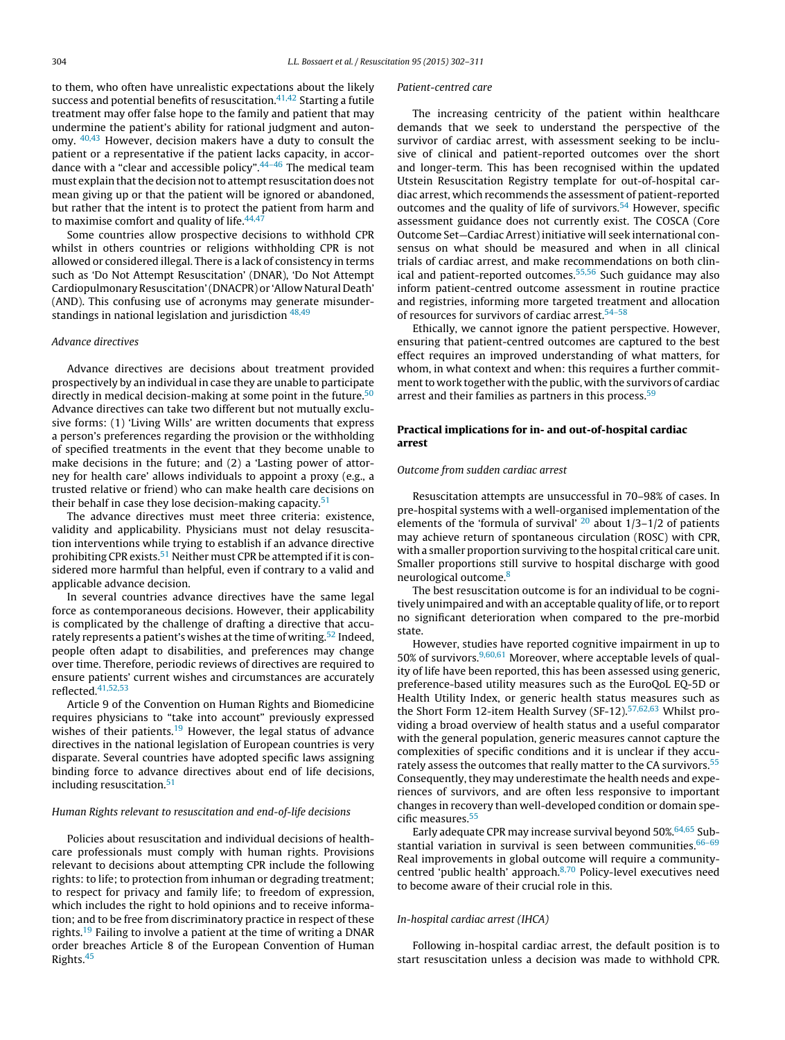to them, who often have unrealistic expectations about the likely success and potential benefits of resuscitation.[41,42] Starting a futile treatment may offer false hope to the family and patient that may undermine the patient's ability for rational judgment and autonomy. [40,43] However, decision makers have a duty to consult the patient or a representative if the patient lacks capacity, in accordance with a "clear and accessible policy".[44–46] The medical team must explain that the decision not to attempt resuscitation does not mean giving up or that the patient will be ignored or abandoned, but rather that the intent is to protect the patient from harm and to maximise comfort and quality of life.[44,47]

Some countries allow prospective decisions to withhold CPR whilst in others countries or religions withholding CPR is not allowed or considered illegal. There is a lack of consistency in terms such as 'Do Not Attempt Resuscitation' (DNAR), 'Do Not Attempt Cardiopulmonary Resuscitation' (DNACPR) or 'Allow Natural Death' (AND). This confusing use of acronyms may generate misunderstandings in national legislation and jurisdiction [48,49]

### Advance directives

Advance directives are decisions about treatment provided prospectively by an individual in case they are unable to participate directly in medical decision-making at some point in the future.[50] Advance directives can take two different but not mutually exclusive forms: (1) 'Living Wills' are written documents that express a person's preferences regarding the provision or the withholding of specified treatments in the event that they become unable to make decisions in the future; and (2) a 'Lasting power of attorney for health care' allows individuals to appoint a proxy (e.g., a trusted relative or friend) who can make health care decisions on their behalf in case they lose decision-making capacity.[51]

The advance directives must meet three criteria: existence, validity and applicability. Physicians must not delay resuscitation interventions while trying to establish if an advance directive prohibiting CPR exists.[51] Neither must CPR be attempted if it is considered more harmful than helpful, even if contrary to a valid and applicable advance decision.

In several countries advance directives have the same legal force as contemporaneous decisions. However, their applicability is complicated by the challenge of drafting a directive that accurately represents a patient's wishes at the time of writing.[52] Indeed, people often adapt to disabilities, and preferences may change over time. Therefore, periodic reviews of directives are required to ensure patients' current wishes and circumstances are accurately reflected.[41,52,53]

Article 9 of the Convention on Human Rights and Biomedicine requires physicians to "take into account" previously expressed wishes of their patients.[19] However, the legal status of advance directives in the national legislation of European countries is very disparate. Several countries have adopted specific laws assigning binding force to advance directives about end of life decisions, including resuscitation.[51]

### Human Rights relevant to resuscitation and end-of-life decisions

Policies about resuscitation and individual decisions of healthcare professionals must comply with human rights. Provisions relevant to decisions about attempting CPR include the following rights: to life; to protection from inhuman or degrading treatment; to respect for privacy and family life; to freedom of expression, which includes the right to hold opinions and to receive information; and to be free from discriminatory practice in respect of these rights.[19] Failing to involve a patient at the time of writing a DNAR order breaches Article 8 of the European Convention of Human Rights.[45]

### Patient-centred care

The increasing centricity of the patient within healthcare demands that we seek to understand the perspective of the survivor of cardiac arrest, with assessment seeking to be inclusive of clinical and patient-reported outcomes over the short and longer-term. This has been recognised within the updated Utstein Resuscitation Registry template for out-of-hospital cardiac arrest, which recommends the assessment of patient-reported outcomes and the quality of life of survivors.[54] However, specific assessment guidance does not currently exist. The COSCA (Core Outcome Set—Cardiac Arrest) initiative will seek international consensus on what should be measured and when in all clinical trials of cardiac arrest, and make recommendations on both clinical and patient-reported outcomes.[55,56] Such guidance may also inform patient-centred outcome assessment in routine practice and registries, informing more targeted treatment and allocation of resources for survivors of cardiac arrest.[54–58]

Ethically, we cannot ignore the patient perspective. However, ensuring that patient-centred outcomes are captured to the best effect requires an improved understanding of what matters, for whom, in what context and when: this requires a further commitment to work together with the public, with the survivors of cardiac arrest and their families as partners in this process.[59]

## Practical implications for in- and out-of-hospital cardiac arrest

### Outcome from sudden cardiac arrest

Resuscitation attempts are unsuccessful in 70–98% of cases. In pre-hospital systems with a well-organised implementation of the elements of the 'formula of survival' [20] about 1/3–1/2 of patients may achieve return of spontaneous circulation (ROSC) with CPR, with a smaller proportion surviving to the hospital critical care unit. Smaller proportions still survive to hospital discharge with good neurological outcome.[8]

The best resuscitation outcome is for an individual to be cognitively unimpaired and with an acceptable quality of life, or to report no significant deterioration when compared to the pre-morbid state.

However, studies have reported cognitive impairment in up to 50% of survivors.[9,60,61] Moreover, where acceptable levels of quality of life have been reported, this has been assessed using generic, preference-based utility measures such as the EuroQoL EQ-5D or Health Utility Index, or generic health status measures such as the Short Form 12-item Health Survey (SF-12).[57,62,63] Whilst providing a broad overview of health status and a useful comparator with the general population, generic measures cannot capture the complexities of specific conditions and it is unclear if they accurately assess the outcomes that really matter to the CA survivors.[55] Consequently, they may underestimate the health needs and experiences of survivors, and are often less responsive to important changes in recovery than well-developed condition or domain specific measures.[55]

Early adequate CPR may increase survival beyond 50%.[64,65] Substantial variation in survival is seen between communities.[66–69] Real improvements in global outcome will require a community-centred 'public health' approach.[8,70] Policy-level executives need to become aware of their crucial role in this.

### In-hospital cardiac arrest (IHCA)

Following in-hospital cardiac arrest, the default position is to start resuscitation unless a decision was made to withhold CPR.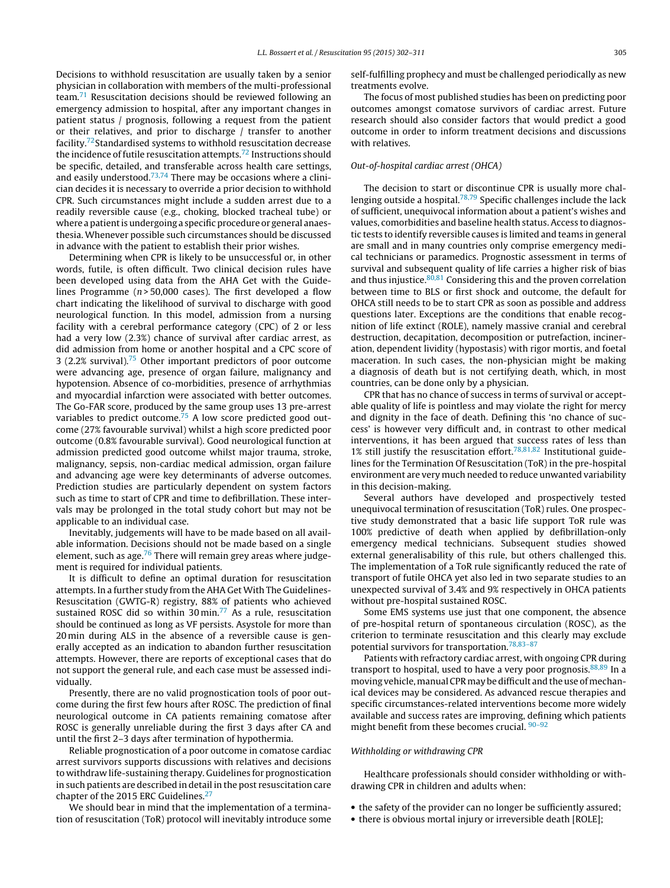Decisions to withhold resuscitation are usually taken by a senior physician in collaboration with members of the multi-professional team.[71] Resuscitation decisions should be reviewed following an emergency admission to hospital, after any important changes in patient status / prognosis, following a request from the patient or their relatives, and prior to discharge / transfer to another facility.[72]Standardised systems to withhold resuscitation decrease the incidence of futile resuscitation attempts.[72] Instructions should be specific, detailed, and transferable across health care settings, and easily understood.[73,74] There may be occasions where a clinician decides it is necessary to override a prior decision to withhold CPR. Such circumstances might include a sudden arrest due to a readily reversible cause (e.g., choking, blocked tracheal tube) or where a patient is undergoing a specific procedure or general anaesthesia. Whenever possible such circumstances should be discussed in advance with the patient to establish their prior wishes.

Determining when CPR is likely to be unsuccessful or, in other words, futile, is often difficult. Two clinical decision rules have been developed using data from the AHA Get with the Guidelines Programme ($n > 50,000$ cases). The first developed a flow chart indicating the likelihood of survival to discharge with good neurological function. In this model, admission from a nursing facility with a cerebral performance category (CPC) of 2 or less had a very low (2.3%) chance of survival after cardiac arrest, as did admission from home or another hospital and a CPC score of 3 (2.2% survival).[75] Other important predictors of poor outcome were advancing age, presence of organ failure, malignancy and hypotension. Absence of co-morbidities, presence of arrhythmias and myocardial infarction were associated with better outcomes. The Go-FAR score, produced by the same group uses 13 pre-arrest variables to predict outcome.[75] A low score predicted good outcome (27% favourable survival) whilst a high score predicted poor outcome (0.8% favourable survival). Good neurological function at admission predicted good outcome whilst major trauma, stroke, malignancy, sepsis, non-cardiac medical admission, organ failure and advancing age were key determinants of adverse outcomes. Prediction studies are particularly dependent on system factors such as time to start of CPR and time to defibrillation. These intervals may be prolonged in the total study cohort but may not be applicable to an individual case.

Inevitably, judgements will have to be made based on all available information. Decisions should not be made based on a single element, such as age.[76] There will remain grey areas where judgement is required for individual patients.

It is difficult to define an optimal duration for resuscitation attempts. In a further study from the AHA Get With The Guidelines-Resuscitation (GWTG-R) registry, 88% of patients who achieved sustained ROSC did so within 30 min.[77] As a rule, resuscitation should be continued as long as VF persists. Asystole for more than 20 min during ALS in the absence of a reversible cause is generally accepted as an indication to abandon further resuscitation attempts. However, there are reports of exceptional cases that do not support the general rule, and each case must be assessed individually.

Presently, there are no valid prognostication tools of poor outcome during the first few hours after ROSC. The prediction of final neurological outcome in CA patients remaining comatose after ROSC is generally unreliable during the first 3 days after CA and until the first 2–3 days after termination of hypothermia.

Reliable prognostication of a poor outcome in comatose cardiac arrest survivors supports discussions with relatives and decisions to withdraw life-sustaining therapy. Guidelines for prognostication in such patients are described in detail in the post resuscitation care chapter of the 2015 ERC Guidelines.[27]

We should bear in mind that the implementation of a termination of resuscitation (ToR) protocol will inevitably introduce some self-fulfilling prophecy and must be challenged periodically as new treatments evolve.

The focus of most published studies has been on predicting poor outcomes amongst comatose survivors of cardiac arrest. Future research should also consider factors that would predict a good outcome in order to inform treatment decisions and discussions with relatives.

*Out-of-hospital cardiac arrest (OHCA)*

The decision to start or discontinue CPR is usually more challenging outside a hospital.[78,79] Specific challenges include the lack of sufficient, unequivocal information about a patient's wishes and values, comorbidities and baseline health status. Access to diagnostic tests to identify reversible causes is limited and teams in general are small and in many countries only comprise emergency medical technicians or paramedics. Prognostic assessment in terms of survival and subsequent quality of life carries a higher risk of bias and thus injustice.[80,81] Considering this and the proven correlation between time to BLS or first shock and outcome, the default for OHCA still needs to be to start CPR as soon as possible and address questions later. Exceptions are the conditions that enable recognition of life extinct (ROLE), namely massive cranial and cerebral destruction, decapitation, decomposition or putrefaction, incineration, dependent lividity (hypostasis) with rigor mortis, and foetal maceration. In such cases, the non-physician might be making a diagnosis of death but is not certifying death, which, in most countries, can be done only by a physician.

CPR that has no chance of success in terms of survival or acceptable quality of life is pointless and may violate the right for mercy and dignity in the face of death. Defining this 'no chance of success' is however very difficult and, in contrast to other medical interventions, it has been argued that success rates of less than 1% still justify the resuscitation effort.[78,81,82] Institutional guidelines for the Termination Of Resuscitation (ToR) in the pre-hospital environment are very much needed to reduce unwanted variability in this decision-making.

Several authors have developed and prospectively tested unequivocal termination of resuscitation (ToR) rules. One prospective study demonstrated that a basic life support ToR rule was 100% predictive of death when applied by defibrillation-only emergency medical technicians. Subsequent studies showed external generalisability of this rule, but others challenged this. The implementation of a ToR rule significantly reduced the rate of transport of futile OHCA yet also led in two separate studies to an unexpected survival of 3.4% and 9% respectively in OHCA patients without pre-hospital sustained ROSC.

Some EMS systems use just that one component, the absence of pre-hospital return of spontaneous circulation (ROSC), as the criterion to terminate resuscitation and this clearly may exclude potential survivors for transportation.[78,83–87]

Patients with refractory cardiac arrest, with ongoing CPR during transport to hospital, used to have a very poor prognosis.[88,89] In a moving vehicle, manual CPR may be difficult and the use of mechanical devices may be considered. As advanced rescue therapies and specific circumstances-related interventions become more widely available and success rates are improving, defining which patients might benefit from these becomes crucial.[90–92]

*Withholding or withdrawing CPR*

Healthcare professionals should consider withholding or withdrawing CPR in children and adults when:

- the safety of the provider can no longer be sufficiently assured;
- there is obvious mortal injury or irreversible death [ROLE];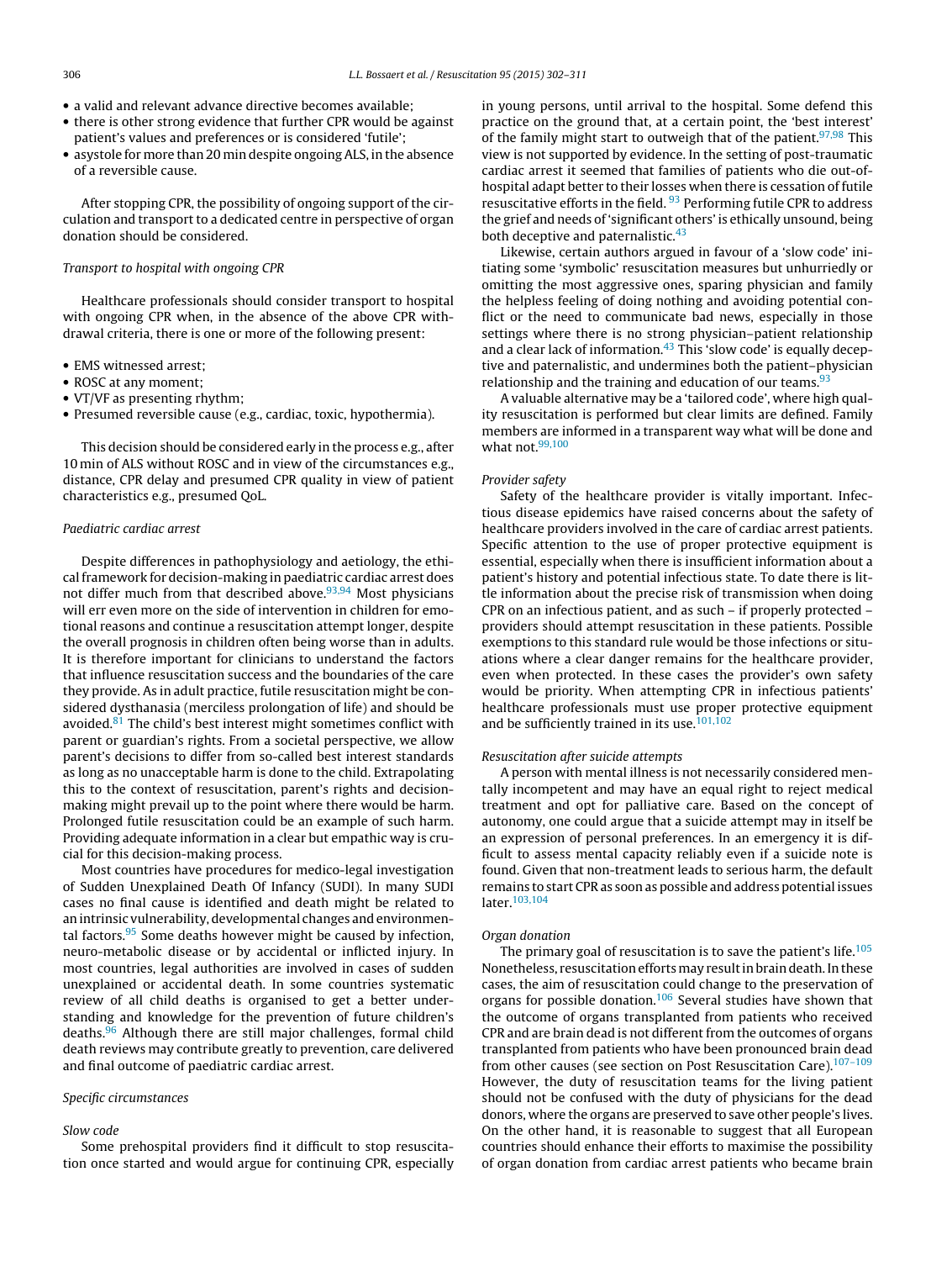- a valid and relevant advance directive becomes available;
- there is other strong evidence that further CPR would be against patient's values and preferences or is considered 'futile';
- asystole for more than 20 min despite ongoing ALS, in the absence of a reversible cause.

After stopping CPR, the possibility of ongoing support of the circulation and transport to a dedicated centre in perspective of organ donation should be considered.

*Transport to hospital with ongoing CPR*

Healthcare professionals should consider transport to hospital with ongoing CPR when, in the absence of the above CPR withdrawal criteria, there is one or more of the following present:

- EMS witnessed arrest;
- ROSC at any moment;
- VT/VF as presenting rhythm;
- Presumed reversible cause (e.g., cardiac, toxic, hypothermia).

This decision should be considered early in the process e.g., after 10 min of ALS without ROSC and in view of the circumstances e.g., distance, CPR delay and presumed CPR quality in view of patient characteristics e.g., presumed QoL.

*Paediatric cardiac arrest*

Despite differences in pathophysiology and aetiology, the ethical framework for decision-making in paediatric cardiac arrest does not differ much from that described above.[93,94] Most physicians will err even more on the side of intervention in children for emotional reasons and continue a resuscitation attempt longer, despite the overall prognosis in children often being worse than in adults. It is therefore important for clinicians to understand the factors that influence resuscitation success and the boundaries of the care they provide. As in adult practice, futile resuscitation might be considered dysthanasia (merciless prolongation of life) and should be avoided.[81] The child's best interest might sometimes conflict with parent or guardian's rights. From a societal perspective, we allow parent's decisions to differ from so-called best interest standards as long as no unacceptable harm is done to the child. Extrapolating this to the context of resuscitation, parent's rights and decision-making might prevail up to the point where there would be harm. Prolonged futile resuscitation could be an example of such harm. Providing adequate information in a clear but empathic way is crucial for this decision-making process.

Most countries have procedures for medico-legal investigation of Sudden Unexplained Death Of Infancy (SUDI). In many SUDI cases no final cause is identified and death might be related to an intrinsic vulnerability, developmental changes and environmental factors.[95] Some deaths however might be caused by infection, neuro-metabolic disease or by accidental or inflicted injury. In most countries, legal authorities are involved in cases of sudden unexplained or accidental death. In some countries systematic review of all child deaths is organised to get a better understanding and knowledge for the prevention of future children's deaths.[96] Although there are still major challenges, formal child death reviews may contribute greatly to prevention, care delivered and final outcome of paediatric cardiac arrest.

*Specific circumstances*

*Slow code*

Some prehospital providers find it difficult to stop resuscitation once started and would argue for continuing CPR, especially in young persons, until arrival to the hospital. Some defend this practice on the ground that, at a certain point, the 'best interest' of the family might start to outweigh that of the patient.[97,98] This view is not supported by evidence. In the setting of post-traumatic cardiac arrest it seemed that families of patients who die out-of-hospital adapt better to their losses when there is cessation of futile resuscitative efforts in the field.[93] Performing futile CPR to address the grief and needs of 'significant others' is ethically unsound, being both deceptive and paternalistic.[43]

Likewise, certain authors argued in favour of a 'slow code' initiating some 'symbolic' resuscitation measures but unhurriedly or omitting the most aggressive ones, sparing physician and family the helpless feeling of doing nothing and avoiding potential conflict or the need to communicate bad news, especially in those settings where there is no strong physician–patient relationship and a clear lack of information.[43] This 'slow code' is equally deceptive and paternalistic, and undermines both the patient–physician relationship and the training and education of our teams.[93]

A valuable alternative may be a 'tailored code', where high quality resuscitation is performed but clear limits are defined. Family members are informed in a transparent way what will be done and what not.[99,100]

*Provider safety*

Safety of the healthcare provider is vitally important. Infectious disease epidemics have raised concerns about the safety of healthcare providers involved in the care of cardiac arrest patients. Specific attention to the use of proper protective equipment is essential, especially when there is insufficient information about a patient's history and potential infectious state. To date there is little information about the precise risk of transmission when doing CPR on an infectious patient, and as such – if properly protected – providers should attempt resuscitation in these patients. Possible exemptions to this standard rule would be those infections or situations where a clear danger remains for the healthcare provider, even when protected. In these cases the provider's own safety would be priority. When attempting CPR in infectious patients' healthcare professionals must use proper protective equipment and be sufficiently trained in its use.[101,102]

*Resuscitation after suicide attempts*

A person with mental illness is not necessarily considered mentally incompetent and may have an equal right to reject medical treatment and opt for palliative care. Based on the concept of autonomy, one could argue that a suicide attempt may in itself be an expression of personal preferences. In an emergency it is difficult to assess mental capacity reliably even if a suicide note is found. Given that non-treatment leads to serious harm, the default remains to start CPR as soon as possible and address potential issues later.[103,104]

*Organ donation*

The primary goal of resuscitation is to save the patient's life.[105] Nonetheless, resuscitation efforts may result in brain death. In these cases, the aim of resuscitation could change to the preservation of organs for possible donation.[106] Several studies have shown that the outcome of organs transplanted from patients who received CPR and are brain dead is not different from the outcomes of organs transplanted from patients who have been pronounced brain dead from other causes (see section on Post Resuscitation Care).[107–109] However, the duty of resuscitation teams for the living patient should not be confused with the duty of physicians for the dead donors, where the organs are preserved to save other people's lives. On the other hand, it is reasonable to suggest that all European countries should enhance their efforts to maximise the possibility of organ donation from cardiac arrest patients who became brain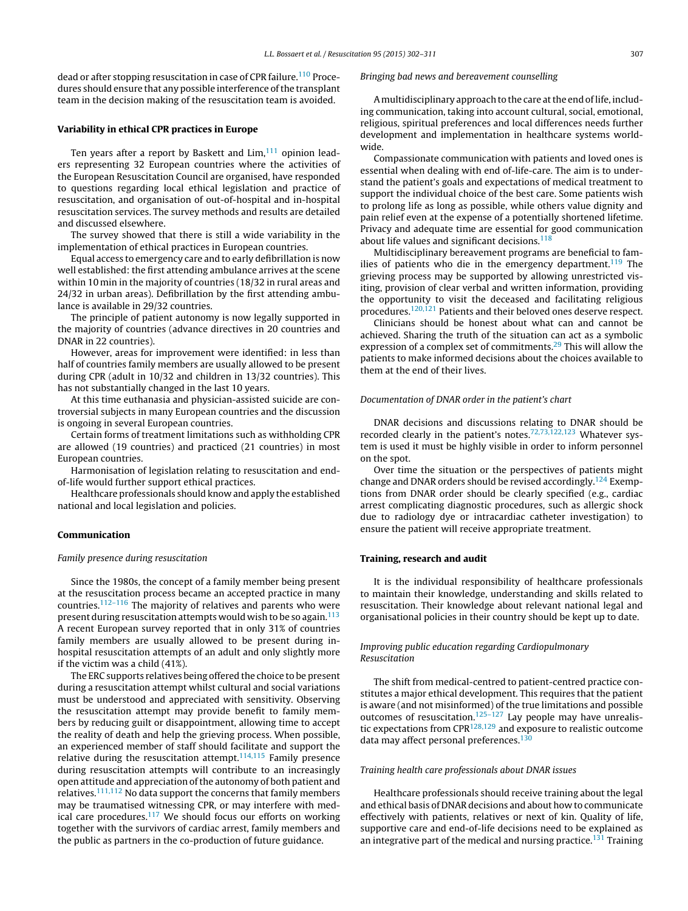dead or after stopping resuscitation in case of CPR failure.[110] Procedures should ensure that any possible interference of the transplant team in the decision making of the resuscitation team is avoided.

## Variability in ethical CPR practices in Europe

Ten years after a report by Baskett and Lim,[111] opinion leaders representing 32 European countries where the activities of the European Resuscitation Council are organised, have responded to questions regarding local ethical legislation and practice of resuscitation, and organisation of out-of-hospital and in-hospital resuscitation services. The survey methods and results are detailed and discussed elsewhere.

The survey showed that there is still a wide variability in the implementation of ethical practices in European countries.

Equal access to emergency care and to early defibrillation is now well established: the first attending ambulance arrives at the scene within 10 min in the majority of countries (18/32 in rural areas and 24/32 in urban areas). Defibrillation by the first attending ambulance is available in 29/32 countries.

The principle of patient autonomy is now legally supported in the majority of countries (advance directives in 20 countries and DNAR in 22 countries).

However, areas for improvement were identified: in less than half of countries family members are usually allowed to be present during CPR (adult in 10/32 and children in 13/32 countries). This has not substantially changed in the last 10 years.

At this time euthanasia and physician-assisted suicide are controversial subjects in many European countries and the discussion is ongoing in several European countries.

Certain forms of treatment limitations such as withholding CPR are allowed (19 countries) and practiced (21 countries) in most European countries.

Harmonisation of legislation relating to resuscitation and end-of-life would further support ethical practices.

Healthcare professionals should know and apply the established national and local legislation and policies.

## Communication

### *Family presence during resuscitation*

Since the 1980s, the concept of a family member being present at the resuscitation process became an accepted practice in many countries.[112–116] The majority of relatives and parents who were present during resuscitation attempts would wish to be so again.[113] A recent European survey reported that in only 31% of countries family members are usually allowed to be present during in-hospital resuscitation attempts of an adult and only slightly more if the victim was a child (41%).

The ERC supports relatives being offered the choice to be present during a resuscitation attempt whilst cultural and social variations must be understood and appreciated with sensitivity. Observing the resuscitation attempt may provide benefit to family members by reducing guilt or disappointment, allowing time to accept the reality of death and help the grieving process. When possible, an experienced member of staff should facilitate and support the relative during the resuscitation attempt.[114,115] Family presence during resuscitation attempts will contribute to an increasingly open attitude and appreciation of the autonomy of both patient and relatives.[111,112] No data support the concerns that family members may be traumatised witnessing CPR, or may interfere with medical care procedures.[117] We should focus our efforts on working together with the survivors of cardiac arrest, family members and the public as partners in the co-production of future guidance.

### *Bringing bad news and bereavement counselling*

A multidisciplinary approach to the care at the end of life, including communication, taking into account cultural, social, emotional, religious, spiritual preferences and local differences needs further development and implementation in healthcare systems worldwide.

Compassionate communication with patients and loved ones is essential when dealing with end of-life-care. The aim is to understand the patient's goals and expectations of medical treatment to support the individual choice of the best care. Some patients wish to prolong life as long as possible, while others value dignity and pain relief even at the expense of a potentially shortened lifetime. Privacy and adequate time are essential for good communication about life values and significant decisions.[118]

Multidisciplinary bereavement programs are beneficial to families of patients who die in the emergency department.[119] The grieving process may be supported by allowing unrestricted visiting, provision of clear verbal and written information, providing the opportunity to visit the deceased and facilitating religious procedures.[120,121] Patients and their beloved ones deserve respect.

Clinicians should be honest about what can and cannot be achieved. Sharing the truth of the situation can act as a symbolic expression of a complex set of commitments.[29] This will allow the patients to make informed decisions about the choices available to them at the end of their lives.

### *Documentation of DNAR order in the patient's chart*

DNAR decisions and discussions relating to DNAR should be recorded clearly in the patient's notes.[72,73,122,123] Whatever system is used it must be highly visible in order to inform personnel on the spot.

Over time the situation or the perspectives of patients might change and DNAR orders should be revised accordingly.[124] Exemptions from DNAR order should be clearly specified (e.g., cardiac arrest complicating diagnostic procedures, such as allergic shock due to radiology dye or intracardiac catheter investigation) to ensure the patient will receive appropriate treatment.

## Training, research and audit

It is the individual responsibility of healthcare professionals to maintain their knowledge, understanding and skills related to resuscitation. Their knowledge about relevant national legal and organisational policies in their country should be kept up to date.

### *Improving public education regarding Cardiopulmonary Resuscitation*

The shift from medical-centred to patient-centred practice constitutes a major ethical development. This requires that the patient is aware (and not misinformed) of the true limitations and possible outcomes of resuscitation.[125–127] Lay people may have unrealistic expectations from CPR[128,129] and exposure to realistic outcome data may affect personal preferences.[130]

### *Training health care professionals about DNAR issues*

Healthcare professionals should receive training about the legal and ethical basis of DNAR decisions and about how to communicate effectively with patients, relatives or next of kin. Quality of life, supportive care and end-of-life decisions need to be explained as an integrative part of the medical and nursing practice.[131] Training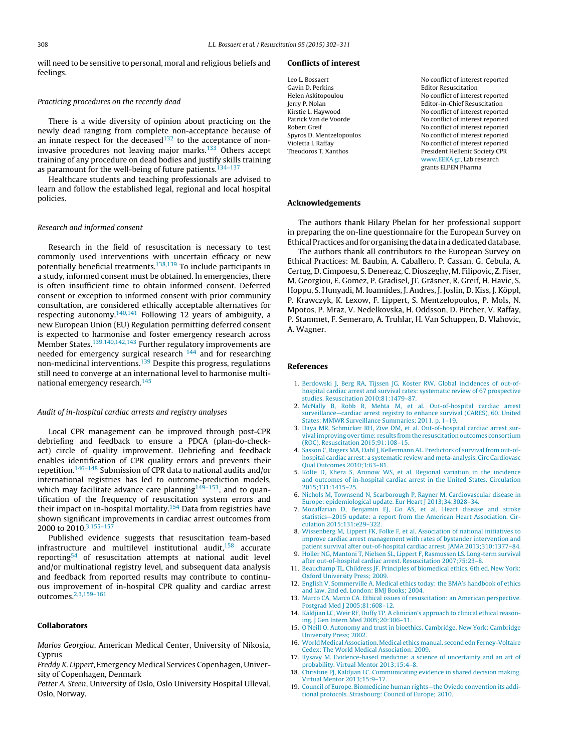will need to be sensitive to personal, moral and religious beliefs and feelings.

*Practicing procedures on the recently dead*

There is a wide diversity of opinion about practicing on the newly dead ranging from complete non-acceptance because of an innate respect for the deceased[132] to the acceptance of non-invasive procedures not leaving major marks.[133] Others accept training of any procedure on dead bodies and justify skills training as paramount for the well-being of future patients.[134–137]

Healthcare students and teaching professionals are advised to learn and follow the established legal, regional and local hospital policies.

*Research and informed consent*

Research in the field of resuscitation is necessary to test commonly used interventions with uncertain efficacy or new potentially beneficial treatments.[138,139] To include participants in a study, informed consent must be obtained. In emergencies, there is often insufficient time to obtain informed consent. Deferred consent or exception to informed consent with prior community consultation, are considered ethically acceptable alternatives for respecting autonomy.[140,141] Following 12 years of ambiguity, a new European Union (EU) Regulation permitting deferred consent is expected to harmonise and foster emergency research across Member States.[139,140,142,143] Further regulatory improvements are needed for emergency surgical research [144] and for researching non-medicinal interventions.[139] Despite this progress, regulations still need to converge at an international level to harmonise multinational emergency research.[145]

*Audit of in-hospital cardiac arrests and registry analyses*

Local CPR management can be improved through post-CPR debriefing and feedback to ensure a PDCA (plan-do-check-act) circle of quality improvement. Debriefing and feedback enables identification of CPR quality errors and prevents their repetition.[146–148] Submission of CPR data to national audits and/or international registries has led to outcome-prediction models, which may facilitate advance care planning[149–153], and to quantification of the frequency of resuscitation system errors and their impact on in-hospital mortality.[154] Data from registries have shown significant improvements in cardiac arrest outcomes from 2000 to 2010.[3,155–157]

Published evidence suggests that resuscitation team-based infrastructure and multilevel institutional audit,[158] accurate reporting[54] of resuscitation attempts at national audit level and/or multinational registry level, and subsequent data analysis and feedback from reported results may contribute to continuous improvement of in-hospital CPR quality and cardiac arrest outcomes.[2,3,159–161]

## Collaborators

*Marios Georgiou*, American Medical Center, University of Nikosia, Cyprus

*Freddy K. Lippert*, Emergency Medical Services Copenhagen, University of Copenhagen, Denmark

*Petter A. Steen*, University of Oslo, Oslo University Hospital Ulleval, Oslo, Norway.

## Conflicts of interest

| | |
|---|---|
| Leo L. Bossaert | No conflict of interest reported |
| Gavin D. Perkins | Editor Resuscitation |
| Helen Askitopoulou | No conflict of interest reported |
| Jerry P. Nolan | Editor-in-Chief Resuscitation |
| Kirstie L. Haywood | No conflict of interest reported |
| Patrick Van de Voorde | No conflict of interest reported |
| Robert Greif | No conflict of interest reported |
| Spyros D. Mentzelopoulos | No conflict of interest reported |
| Violetta I. Raffay | No conflict of interest reported |
| Theodoros T. Xanthos | President Hellenic Society CPR www.EEKA.gr, Lab research grants ELPEN Pharma |

## Acknowledgements

The authors thank Hilary Phelan for her professional support in preparing the on-line questionnaire for the European Survey on Ethical Practices and for organising the data in a dedicated database.

The authors thank all contributors to the European Survey on Ethical Practices: M. Baubin, A. Caballero, P. Cassan, G. Cebula, A. Certug, D. Cimpoesu, S. Denereaz, C. Dioszeghy, M. Filipovic, Z. Fiser, M. Georgiou, E. Gomez, P. Gradisel, JT. Gräsner, R. Greif, H. Havic, S. Hoppu, S. Hunyadi, M. Ioannides, J. Andres, J. Joslin, D. Kiss, J. Köppl, P. Krawczyk, K. Lexow, F. Lippert, S. Mentzelopoulos, P. Mols, N. Mpotos, P. Mraz, V. Nedelkovska, H. Oddsson, D. Pitcher, V. Raffay, P. Stammet, F. Semeraro, A. Truhlar, H. Van Schuppen, D. Vlahovic, A. Wagner.

## References

1. Berdowski J, Berg RA, Tijssen JG, Koster RW. Global incidences of out-of-hospital cardiac arrest and survival rates: systematic review of 67 prospective studies. Resuscitation 2010;81:1479–87.
2. McNally B, Robb R, Mehta M, et al. Out-of-hospital cardiac arrest surveillance—cardiac arrest registry to enhance survival (CARES), 60. United States: MMWR Surveillance Summaries; 2011. p. 1–19.
3. Daya MR, Schmicker RH, Zive DM, et al. Out-of-hospital cardiac arrest survival improving over time: results from the resuscitation outcomes consortium (ROC). Resuscitation 2015;91:108–15.
4. Sasson C, Rogers MA, Dahl J, Kellermann AL. Predictors of survival from out-of-hospital cardiac arrest: a systematic review and meta-analysis. Circ Cardiovasc Qual Outcomes 2010;3:63–81.
5. Kolte D, Khera S, Aronow WS, et al. Regional variation in the incidence and outcomes of in-hospital cardiac arrest in the United States. Circulation 2015;131:1415–25.
6. Nichols M, Townsend N, Scarborough P, Rayner M. Cardiovascular disease in Europe: epidemiological update. Eur Heart J 2013;34:3028–34.
7. Mozaffarian D, Benjamin EJ, Go AS, et al. Heart disease and stroke statistics—2015 update: a report from the American Heart Association. Circulation 2015;131:e29–322.
8. Wissenberg M, Lippert FK, Folke F, et al. Association of national initiatives to improve cardiac arrest management with rates of bystander intervention and patient survival after out-of-hospital cardiac arrest. JAMA 2013;310:1377–84.
9. Holler NG, Mantoni T, Nielsen SL, Lippert F, Rasmussen LS. Long-term survival after out-of-hospital cardiac arrest. Resuscitation 2007;75:23–8.
11. Beauchamp TL, Childress JF. Principles of biomedical ethics. 6th ed. New York: Oxford University Press; 2009.
12. English V, Sommerville A. Medical ethics today: the BMA's handbook of ethics and law. 2nd ed. London: BMJ Books; 2004.
13. Marco CA, Marco CA. Ethical issues of resuscitation: an American perspective. Postgrad Med J 2005;81:608–12.
14. Kaldjian LC, Weir RF, Duffy TP. A clinician's approach to clinical ethical reasoning. J Gen Intern Med 2005;20:306–11.
15. O'Neill O. Autonomy and trust in bioethics. Cambridge, New York: Cambridge University Press; 2002.
16. World Medical Association. Medical ethics manual. second edn Ferney-Voltaire Cedex: The World Medical Association; 2009.
17. Rysavy M. Evidence-based medicine: a science of uncertainty and an art of probability. Virtual Mentor 2013;15:4–8.
18. Christine PJ, Kaldjian LC. Communicating evidence in shared decision making. Virtual Mentor 2013;15:9–17.
19. Council of Europe. Biomedicine human rights—the Oviedo convention its additional protocols. Strasbourg: Council of Europe; 2010.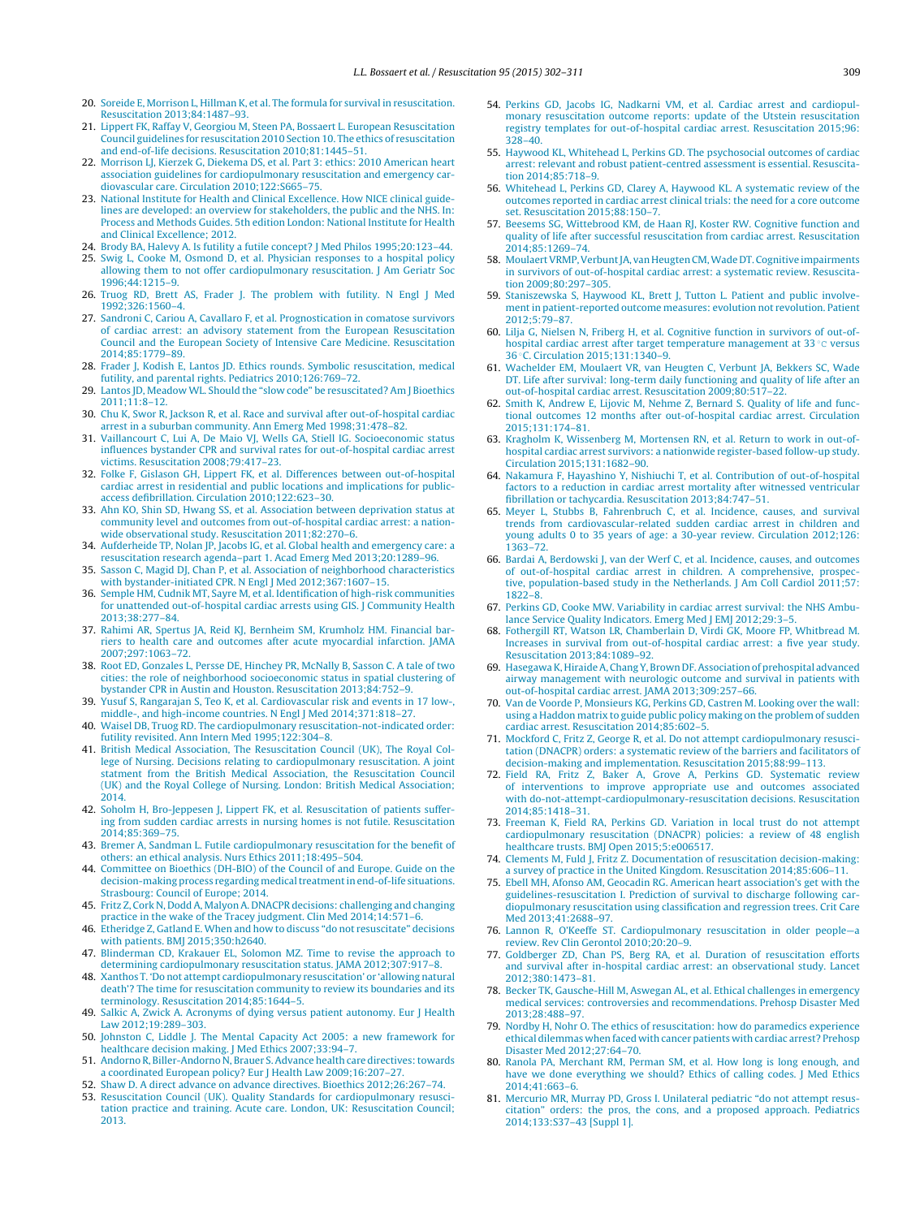20. Soreide E, Morrison L, Hillman K, et al. The formula for survival in resuscitation. Resuscitation 2013;84:1487–93.
21. Lippert FK, Raffay V, Georgiou M, Steen PA, Bossaert L. European Resuscitation Council guidelines for resuscitation 2010 Section 10. The ethics of resuscitation and end-of-life decisions. Resuscitation 2010;81:1445–51.
22. Morrison LJ, Kierzek G, Diekema DS, et al. Part 3: ethics: 2010 American heart association guidelines for cardiopulmonary resuscitation and emergency cardiovascular care. Circulation 2010;122:S665–75.
23. National Institute for Health and Clinical Excellence. How NICE clinical guidelines are developed: an overview for stakeholders, the public and the NHS. In: Process and Methods Guides. 5th edition London: National Institute for Health and Clinical Excellence; 2012.
24. Brody BA, Halevy A. Is futility a futile concept? J Med Philos 1995;20:123–44.
25. Swig L, Cooke M, Osmond D, et al. Physician responses to a hospital policy allowing them to not offer cardiopulmonary resuscitation. J Am Geriatr Soc 1996;44:1215–9.
26. Truog RD, Brett AS, Frader J. The problem with futility. N Engl J Med 1992;326:1560–4.
27. Sandroni C, Cariou A, Cavallaro F, et al. Prognostication in comatose survivors of cardiac arrest: an advisory statement from the European Resuscitation Council and the European Society of Intensive Care Medicine. Resuscitation 2014;85:1779–89.
28. Frader J, Kodish E, Lantos JD. Ethics rounds. Symbolic resuscitation, medical futility, and parental rights. Pediatrics 2010;126:769–72.
29. Lantos JD, Meadow WL. Should the "slow code" be resuscitated? Am J Bioethics 2011;11:8–12.
30. Chu K, Swor R, Jackson R, et al. Race and survival after out-of-hospital cardiac arrest in a suburban community. Ann Emerg Med 1998;31:478–82.
31. Vaillancourt C, Lui A, De Maio VJ, Wells GA, Stiell IG. Socioeconomic status influences bystander CPR and survival rates for out-of-hospital cardiac arrest victims. Resuscitation 2008;79:417–23.
32. Folke F, Gislason GH, Lippert FK, et al. Differences between out-of-hospital cardiac arrest in residential and public locations and implications for public-access defibrillation. Circulation 2010;122:623–30.
33. Ahn KO, Shin SD, Hwang SS, et al. Association between deprivation status at community level and outcomes from out-of-hospital cardiac arrest: a nationwide observational study. Resuscitation 2011;82:270–6.
34. Aufderheide TP, Nolan JP, Jacobs IG, et al. Global health and emergency care: a resuscitation research agenda–part 1. Acad Emerg Med 2013;20:1289–96.
35. Sasson C, Magid DJ, Chan P, et al. Association of neighborhood characteristics with bystander-initiated CPR. N Engl J Med 2012;367:1607–15.
36. Semple HM, Cudnik MT, Sayre M, et al. Identification of high-risk communities for unattended out-of-hospital cardiac arrests using GIS. J Community Health 2013;38:277–84.
37. Rahimi AR, Spertus JA, Reid KJ, Bernheim SM, Krumholz HM. Financial barriers to health care and outcomes after acute myocardial infarction. JAMA 2007;297:1063–72.
38. Root ED, Gonzales L, Persse DE, Hinchey PR, McNally B, Sasson C. A tale of two cities: the role of neighborhood socioeconomic status in spatial clustering of bystander CPR in Austin and Houston. Resuscitation 2013;84:752–9.
39. Yusuf S, Rangarajan S, Teo K, et al. Cardiovascular risk and events in 17 low-, middle-, and high-income countries. N Engl J Med 2014;371:818–27.
40. Waisel DB, Truog RD. The cardiopulmonary resuscitation-not-indicated order: futility revisited. Ann Intern Med 1995;122:304–8.
41. British Medical Association, The Resuscitation Council (UK), The Royal College of Nursing. Decisions relating to cardiopulmonary resuscitation. A joint statment from the British Medical Association, the Resuscitation Council (UK) and the Royal College of Nursing. London: British Medical Association; 2014.
42. Soholm H, Bro-Jeppesen J, Lippert FK, et al. Resuscitation of patients suffering from sudden cardiac arrests in nursing homes is not futile. Resuscitation 2014;85:369–75.
43. Bremer A, Sandman L. Futile cardiopulmonary resuscitation for the benefit of others: an ethical analysis. Nurs Ethics 2011;18:495–504.
44. Committee on Bioethics (DH-BIO) of the Council of and Europe. Guide on the decision-making process regarding medical treatment in end-of-life situations. Strasbourg: Council of Europe; 2014.
45. Fritz Z, Cork N, Dodd A, Malyon A. DNACPR decisions: challenging and changing practice in the wake of the Tracey judgment. Clin Med 2014;14:571–6.
46. Etheridge Z, Gatland E. When and how to discuss "do not resuscitate" decisions with patients. BMJ 2015;350:h2640.
47. Blinderman CD, Krakauer EL, Solomon MZ. Time to revise the approach to determining cardiopulmonary resuscitation status. JAMA 2012;307:917–8.
48. Xanthos T. 'Do not attempt cardiopulmonary resuscitation' or 'allowing natural death'? The time for resuscitation community to review its boundaries and its terminology. Resuscitation 2014;85:1644–5.
49. Salkic A, Zwick A. Acronyms of dying versus patient autonomy. Eur J Health Law 2012;19:289–303.
50. Johnston C, Liddle J. The Mental Capacity Act 2005: a new framework for healthcare decision making. J Med Ethics 2007;33:94–7.
51. Andorno R, Biller-Andorno N, Brauer S. Advance health care directives: towards a coordinated European policy? Eur J Health Law 2009;16:207–27.
52. Shaw D. A direct advance on advance directives. Bioethics 2012;26:267–74.
53. Resuscitation Council (UK). Quality Standards for cardiopulmonary resuscitation practice and training. Acute care. London, UK: Resuscitation Council; 2013.
54. Perkins GD, Jacobs IG, Nadkarni VM, et al. Cardiac arrest and cardiopulmonary resuscitation outcome reports: update of the Utstein resuscitation registry templates for out-of-hospital cardiac arrest. Resuscitation 2015;96:328–40.
55. Haywood KL, Whitehead L, Perkins GD. The psychosocial outcomes of cardiac arrest: relevant and robust patient-centred assessment is essential. Resuscitation 2014;85:718–9.
56. Whitehead L, Perkins GD, Clarey A, Haywood KL. A systematic review of the outcomes reported in cardiac arrest clinical trials: the need for a core outcome set. Resuscitation 2015;88:150–7.
57. Beesems SG, Wittebrood KM, de Haan RJ, Koster RW. Cognitive function and quality of life after successful resuscitation from cardiac arrest. Resuscitation 2014;85:1269–74.
58. Moulaert VRMP, Verbunt JA, van Heugten CM, Wade DT. Cognitive impairments in survivors of out-of-hospital cardiac arrest: a systematic review. Resuscitation 2009;80:297–305.
59. Staniszewska S, Haywood KL, Brett J, Tutton L. Patient and public involvement in patient-reported outcome measures: evolution not revolution. Patient 2012;5:79–87.
60. Lilja G, Nielsen N, Friberg H, et al. Cognitive function in survivors of out-of-hospital cardiac arrest after target temperature management at 33 °C versus 36 °C. Circulation 2015;131:1340–9.
61. Wachelder EM, Moulaert VR, van Heugten C, Verbunt JA, Bekkers SC, Wade DT. Life after survival: long-term daily functioning and quality of life after an out-of-hospital cardiac arrest. Resuscitation 2009;80:517–22.
62. Smith K, Andrew E, Lijovic M, Nehme Z, Bernard S. Quality of life and functional outcomes 12 months after out-of-hospital cardiac arrest. Circulation 2015;131:174–81.
63. Kragholm K, Wissenberg M, Mortensen RN, et al. Return to work in out-of-hospital cardiac arrest survivors: a nationwide register-based follow-up study. Circulation 2015;131:1682–90.
64. Nakamura F, Hayashino Y, Nishiuchi T, et al. Contribution of out-of-hospital factors to a reduction in cardiac arrest mortality after witnessed ventricular fibrillation or tachycardia. Resuscitation 2013;84:747–51.
65. Meyer L, Stubbs B, Fahrenbruch C, et al. Incidence, causes, and survival trends from cardiovascular-related sudden cardiac arrest in children and young adults 0 to 35 years of age: a 30-year review. Circulation 2012;126:1363–72.
66. Bardai A, Berdowski J, van der Werf C, et al. Incidence, causes, and outcomes of out-of-hospital cardiac arrest in children. A comprehensive, prospective, population-based study in the Netherlands. J Am Coll Cardiol 2011;57:1822–8.
67. Perkins GD, Cooke MW. Variability in cardiac arrest survival: the NHS Ambulance Service Quality Indicators. Emerg Med J EMJ 2012;29:3–5.
68. Fothergill RT, Watson LR, Chamberlain D, Virdi GK, Moore FP, Whitbread M. Increases in survival from out-of-hospital cardiac arrest: a five year study. Resuscitation 2013;84:1089–92.
69. Hasegawa K, Hiraide A, Chang Y, Brown DF. Association of prehospital advanced airway management with neurologic outcome and survival in patients with out-of-hospital cardiac arrest. JAMA 2013;309:257–66.
70. Van de Voorde P, Monsieurs KG, Perkins GD, Castren M. Looking over the wall: using a Haddon matrix to guide public policy making on the problem of sudden cardiac arrest. Resuscitation 2014;85:602–5.
71. Mockford C, Fritz Z, George R, et al. Do not attempt cardiopulmonary resuscitation (DNACPR) orders: a systematic review of the barriers and facilitators of decision-making and implementation. Resuscitation 2015;88:99–113.
72. Field RA, Fritz Z, Baker A, Grove A, Perkins GD. Systematic review of interventions to improve appropriate use and outcomes associated with do-not-attempt-cardiopulmonary-resuscitation decisions. Resuscitation 2014;85:1418–31.
73. Freeman K, Field RA, Perkins GD. Variation in local trust do not attempt cardiopulmonary resuscitation (DNACPR) policies: a review of 48 english healthcare trusts. BMJ Open 2015;5:e006517.
74. Clements M, Fuld J, Fritz Z. Documentation of resuscitation decision-making: a survey of practice in the United Kingdom. Resuscitation 2014;85:606–11.
75. Ebell MH, Afonso AM, Geocadin RG. American heart association's get with the guidelines-resuscitation I. Prediction of survival to discharge following cardiopulmonary resuscitation using classification and regression trees. Crit Care Med 2013;41:2688–97.
76. Lannon R, O'Keeffe ST. Cardiopulmonary resuscitation in older people—a review. Rev Clin Gerontol 2010;20:20–9.
77. Goldberger ZD, Chan PS, Berg RA, et al. Duration of resuscitation efforts and survival after in-hospital cardiac arrest: an observational study. Lancet 2012;380:1473–81.
78. Becker TK, Gausche-Hill M, Aswegan AL, et al. Ethical challenges in emergency medical services: controversies and recommendations. Prehosp Disaster Med 2013;28:488–97.
79. Nordby H, Nohr O. The ethics of resuscitation: how do paramedics experience ethical dilemmas when faced with cancer patients with cardiac arrest? Prehosp Disaster Med 2012;27:64–70.
80. Ranola PA, Merchant RM, Perman SM, et al. How long is long enough, and have we done everything we should? Ethics of calling codes. J Med Ethics 2014;41:663–6.
81. Mercurio MR, Murray PD, Gross I. Unilateral pediatric "do not attempt resuscitation" orders: the pros, the cons, and a proposed approach. Pediatrics 2014;133:S37–43 [Suppl 1].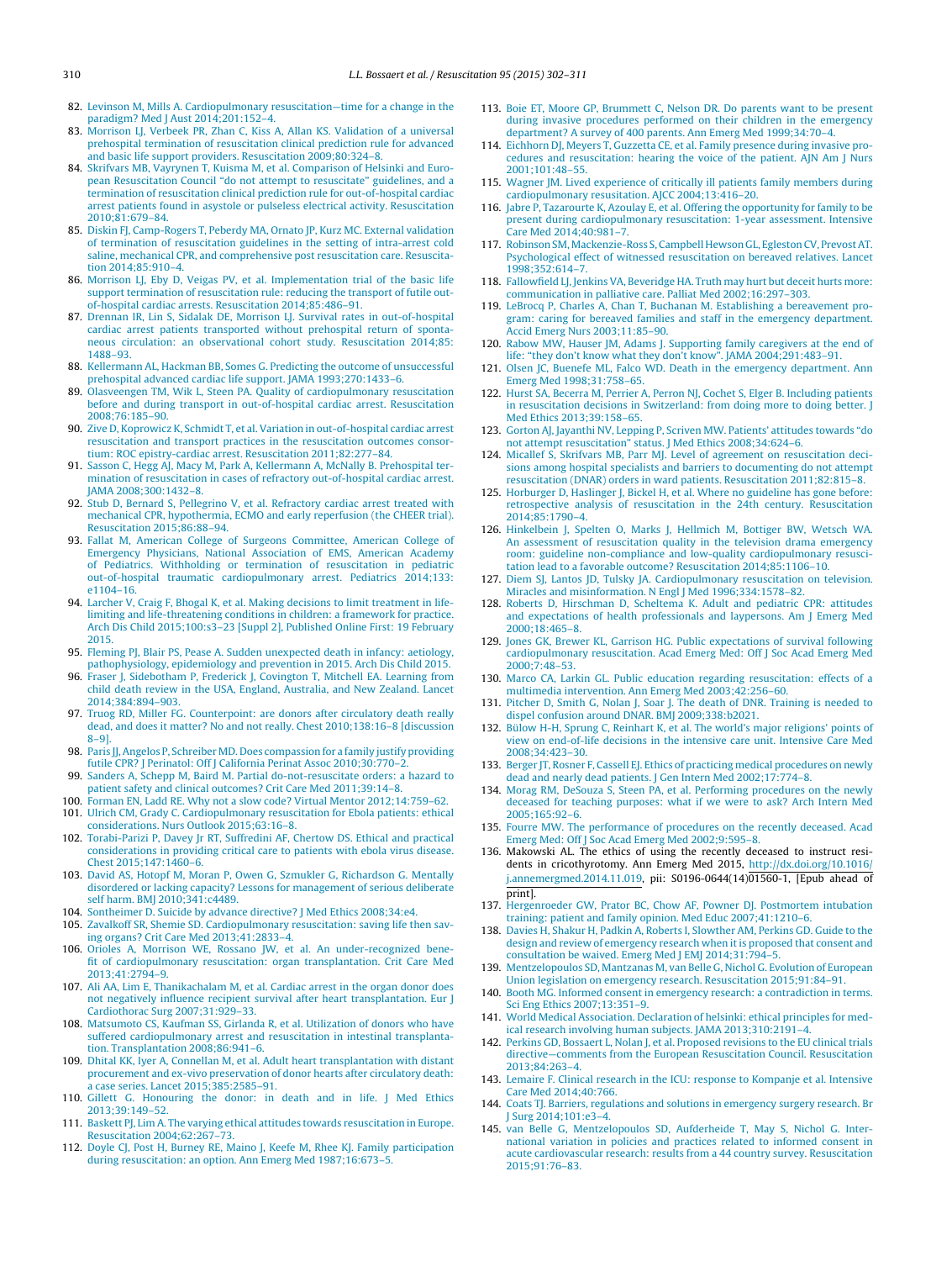82. Levinson M, Mills A. Cardiopulmonary resuscitation—time for a change in the paradigm? Med J Aust 2014;201:152–4.
83. Morrison LJ, Verbeek PR, Zhan C, Kiss A, Allan KS. Validation of a universal prehospital termination of resuscitation clinical prediction rule for advanced and basic life support providers. Resuscitation 2009;80:324–8.
84. Skrifvars MB, Vayrynen T, Kuisma M, et al. Comparison of Helsinki and European Resuscitation Council "do not attempt to resuscitate" guidelines, and a termination of resuscitation clinical prediction rule for out-of-hospital cardiac arrest patients found in asystole or pulseless electrical activity. Resuscitation 2010;81:679–84.
85. Diskin FJ, Camp-Rogers T, Peberdy MA, Ornato JP, Kurz MC. External validation of termination of resuscitation guidelines in the setting of intra-arrest cold saline, mechanical CPR, and comprehensive post resuscitation care. Resuscitation 2014;85:910–4.
86. Morrison LJ, Eby D, Veigas PV, et al. Implementation trial of the basic life support termination of resuscitation rule: reducing the transport of futile out-of-hospital cardiac arrests. Resuscitation 2014;85:486–91.
87. Drennan IR, Lin S, Sidalak DE, Morrison LJ. Survival rates in out-of-hospital cardiac arrest patients transported without prehospital return of spontaneous circulation: an observational cohort study. Resuscitation 2014;85: 1488–93.
88. Kellermann AL, Hackman BB, Somes G. Predicting the outcome of unsuccessful prehospital advanced cardiac life support. JAMA 1993;270:1433–6.
89. Olasveengen TM, Wik L, Steen PA. Quality of cardiopulmonary resuscitation before and during transport in out-of-hospital cardiac arrest. Resuscitation 2008;76:185–90.
90. Zive D, Koprowicz K, Schmidt T, et al. Variation in out-of-hospital cardiac arrest resuscitation and transport practices in the resuscitation outcomes consortium: ROC epistry-cardiac arrest. Resuscitation 2011;82:277–84.
91. Sasson C, Hegg AJ, Macy M, Park A, Kellermann A, McNally B. Prehospital termination of resuscitation in cases of refractory out-of-hospital cardiac arrest. JAMA 2008;300:1432–8.
92. Stub D, Bernard S, Pellegrino V, et al. Refractory cardiac arrest treated with mechanical CPR, hypothermia, ECMO and early reperfusion (the CHEER trial). Resuscitation 2015;86:88–94.
93. Fallat M, American College of Surgeons Committee, American College of Emergency Physicians, National Association of EMS, American Academy of Pediatrics. Withholding or termination of resuscitation in pediatric out-of-hospital traumatic cardiopulmonary arrest. Pediatrics 2014;133: e1104–16.
94. Larcher V, Craig F, Bhogal K, et al. Making decisions to limit treatment in life-limiting and life-threatening conditions in children: a framework for practice. Arch Dis Child 2015;100:s3–23 [Suppl 2], Published Online First: 19 February 2015.
95. Fleming PJ, Blair PS, Pease A. Sudden unexpected death in infancy: aetiology, pathophysiology, epidemiology and prevention in 2015. Arch Dis Child 2015.
96. Fraser J, Sidebotham P, Frederick J, Covington T, Mitchell EA. Learning from child death review in the USA, England, Australia, and New Zealand. Lancet 2014;384:894–903.
97. Truog RD, Miller FG. Counterpoint: are donors after circulatory death really dead, and does it matter? No and not really. Chest 2010;138:16–8 [discussion 8–9].
98. Paris JJ, Angelos P, Schreiber MD. Does compassion for a family justify providing futile CPR? J Perinatol: Off J California Perinat Assoc 2010;30:770–2.
99. Sanders A, Schepp M, Baird M. Partial do-not-resuscitate orders: a hazard to patient safety and clinical outcomes? Crit Care Med 2011;39:14–8.
100. Forman EN, Ladd RE. Why not a slow code? Virtual Mentor 2012;14:759–62.
101. Ulrich CM, Grady C. Cardiopulmonary resuscitation for Ebola patients: ethical considerations. Nurs Outlook 2015;63:16–8.
102. Torabi-Parizi P, Davey Jr RT, Suffredini AF, Chertow DS. Ethical and practical considerations in providing critical care to patients with ebola virus disease. Chest 2015;147:1460–6.
103. David AS, Hotopf M, Moran P, Owen G, Szmukler G, Richardson G. Mentally disordered or lacking capacity? Lessons for management of serious deliberate self harm. BMJ 2010;341:c4489.
104. Sontheimer D. Suicide by advance directive? J Med Ethics 2008;34:e4.
105. Zavalkoff SR, Shemie SD. Cardiopulmonary resuscitation: saving life then saving organs? Crit Care Med 2013;41:2833–4.
106. Orioles A, Morrison WE, Rossano JW, et al. An under-recognized benefit of cardiopulmonary resuscitation: organ transplantation. Crit Care Med 2013;41:2794–9.
107. Ali AA, Lim E, Thanikachalam M, et al. Cardiac arrest in the organ donor does not negatively influence recipient survival after heart transplantation. Eur J Cardiothorac Surg 2007;31:929–33.
108. Matsumoto CS, Kaufman SS, Girlanda R, et al. Utilization of donors who have suffered cardiopulmonary arrest and resuscitation in intestinal transplantation. Transplantation 2008;86:941–6.
109. Dhital KK, Iyer A, Connellan M, et al. Adult heart transplantation with distant procurement and ex-vivo preservation of donor hearts after circulatory death: a case series. Lancet 2015;385:2585–91.
110. Gillett G. Honouring the donor: in death and in life. J Med Ethics 2013;39:149–52.
111. Baskett PJ, Lim A. The varying ethical attitudes towards resuscitation in Europe. Resuscitation 2004;62:267–73.
112. Doyle CJ, Post H, Burney RE, Maino J, Keefe M, Rhee KJ. Family participation during resuscitation: an option. Ann Emerg Med 1987;16:673–5.
113. Boie ET, Moore GP, Brummett C, Nelson DR. Do parents want to be present during invasive procedures performed on their children in the emergency department? A survey of 400 parents. Ann Emerg Med 1999;34:70–4.
114. Eichhorn DJ, Meyers T, Guzzetta CE, et al. Family presence during invasive procedures and resuscitation: hearing the voice of the patient. AJN Am J Nurs 2001;101:48–55.
115. Wagner JM. Lived experience of critically ill patients family members during cardiopulmonary resuscitation. AJCC 2004;13:416–20.
116. Jabre P, Tazarourte K, Azoulay E, et al. Offering the opportunity for family to be present during cardiopulmonary resuscitation: 1-year assessment. Intensive Care Med 2014;40:981–7.
117. Robinson SM, Mackenzie-Ross S, Campbell Hewson GL, Egleston CV, Prevost AT. Psychological effect of witnessed resuscitation on bereaved relatives. Lancet 1998;352:614–7.
118. Fallowfield LJ, Jenkins VA, Beveridge HA. Truth may hurt but deceit hurts more: communication in palliative care. Palliat Med 2002;16:297–303.
119. LeBrocq P, Charles A, Chan T, Buchanan M. Establishing a bereavement program: caring for bereaved families and staff in the emergency department. Accid Emerg Nurs 2003;11:85–90.
120. Rabow MW, Hauser JM, Adams J. Supporting family caregivers at the end of life: "they don't know what they don't know". JAMA 2004;291:483–91.
121. Olsen JC, Buenefe ML, Falco WD. Death in the emergency department. Ann Emerg Med 1998;31:758–65.
122. Hurst SA, Becerra M, Perrier A, Perron NJ, Cochet S, Elger B. Including patients in resuscitation decisions in Switzerland: from doing more to doing better. J Med Ethics 2013;39:158–65.
123. Gorton AJ, Jayanthi NV, Lepping P, Scriven MW. Patients' attitudes towards "do not attempt resuscitation" status. J Med Ethics 2008;34:624–6.
124. Micallef S, Skrifvars MB, Parr MJ. Level of agreement on resuscitation decisions among hospital specialists and barriers to documenting do not attempt resuscitation (DNAR) orders in ward patients. Resuscitation 2011;82:815–8.
125. Horburger D, Haslinger J, Bickel H, et al. Where no guideline has gone before: retrospective analysis of resuscitation in the 24th century. Resuscitation 2014;85:1790–4.
126. Hinkelbein J, Spelten O, Marks J, Hellmich M, Bottiger BW, Wetsch WA. An assessment of resuscitation quality in the television drama emergency room: guideline non-compliance and low-quality cardiopulmonary resuscitation lead to a favorable outcome? Resuscitation 2014;85:1106–10.
127. Diem SJ, Lantos JD, Tulsky JA. Cardiopulmonary resuscitation on television. Miracles and misinformation. N Engl J Med 1996;334:1578–82.
128. Roberts D, Hirschman D, Scheltema K. Adult and pediatric CPR: attitudes and expectations of health professionals and laypersons. Am J Emerg Med 2000;18:465–8.
129. Jones GK, Brewer KL, Garrison HG. Public expectations of survival following cardiopulmonary resuscitation. Acad Emerg Med: Off J Soc Acad Emerg Med 2000;7:48–53.
130. Marco CA, Larkin GL. Public education regarding resuscitation: effects of a multimedia intervention. Ann Emerg Med 2003;42:256–60.
131. Pitcher D, Smith G, Nolan J, Soar J. The death of DNR. Training is needed to dispel confusion around DNAR. BMJ 2009;338:b2021.
132. Bülow H-H, Sprung C, Reinhart K, et al. The world's major religions' points of view on end-of-life decisions in the intensive care unit. Intensive Care Med 2008;34:423–30.
133. Berger JT, Rosner F, Cassell EJ. Ethics of practicing medical procedures on newly dead and nearly dead patients. J Gen Intern Med 2002;17:774–8.
134. Morag RM, DeSouza S, Steen PA, et al. Performing procedures on the newly deceased for teaching purposes: what if we were to ask? Arch Intern Med 2005;165:92–6.
135. Fourre MW. The performance of procedures on the recently deceased. Acad Emerg Med: Off J Soc Acad Emerg Med 2002;9:595–8.
136. Makowski AL. The ethics of using the recently deceased to instruct residents in cricothyrotomy. Ann Emerg Med 2015, http://dx.doi.org/10.1016/j.annemergmed.2014.11.019, pii: S0196-0644(14)01560-1, [Epub ahead of print].
137. Hergenroeder GW, Prator BC, Chow AF, Powner DJ. Postmortem intubation training: patient and family opinion. Med Educ 2007;41:1210–6.
138. Davies H, Shakur H, Padkin A, Roberts I, Slowther AM, Perkins GD. Guide to the design and review of emergency research when it is proposed that consent and consultation be waived. Emerg Med J EMJ 2014;31:794–5.
139. Mentzelopoulos SD, Mantzanas M, van Belle G, Nichol G. Evolution of European Union legislation on emergency research. Resuscitation 2015;91:84–91.
140. Booth MG. Informed consent in emergency research: a contradiction in terms. Sci Eng Ethics 2007;13:351–9.
141. World Medical Association. Declaration of helsinki: ethical principles for medical research involving human subjects. JAMA 2013;310:2191–4.
142. Perkins GD, Bossaert L, Nolan J, et al. Proposed revisions to the EU clinical trials directive—comments from the European Resuscitation Council. Resuscitation 2013;84:263–4.
143. Lemaire F. Clinical research in the ICU: response to Kompanje et al. Intensive Care Med 2014;40:766.
144. Coats TJ. Barriers, regulations and solutions in emergency surgery research. Br J Surg 2014;101:e3–4.
145. van Belle G, Mentzelopoulos SD, Aufderheide T, May S, Nichol G. International variation in policies and practices related to informed consent in acute cardiovascular research: results from a 44 country survey. Resuscitation 2015;91:76–83.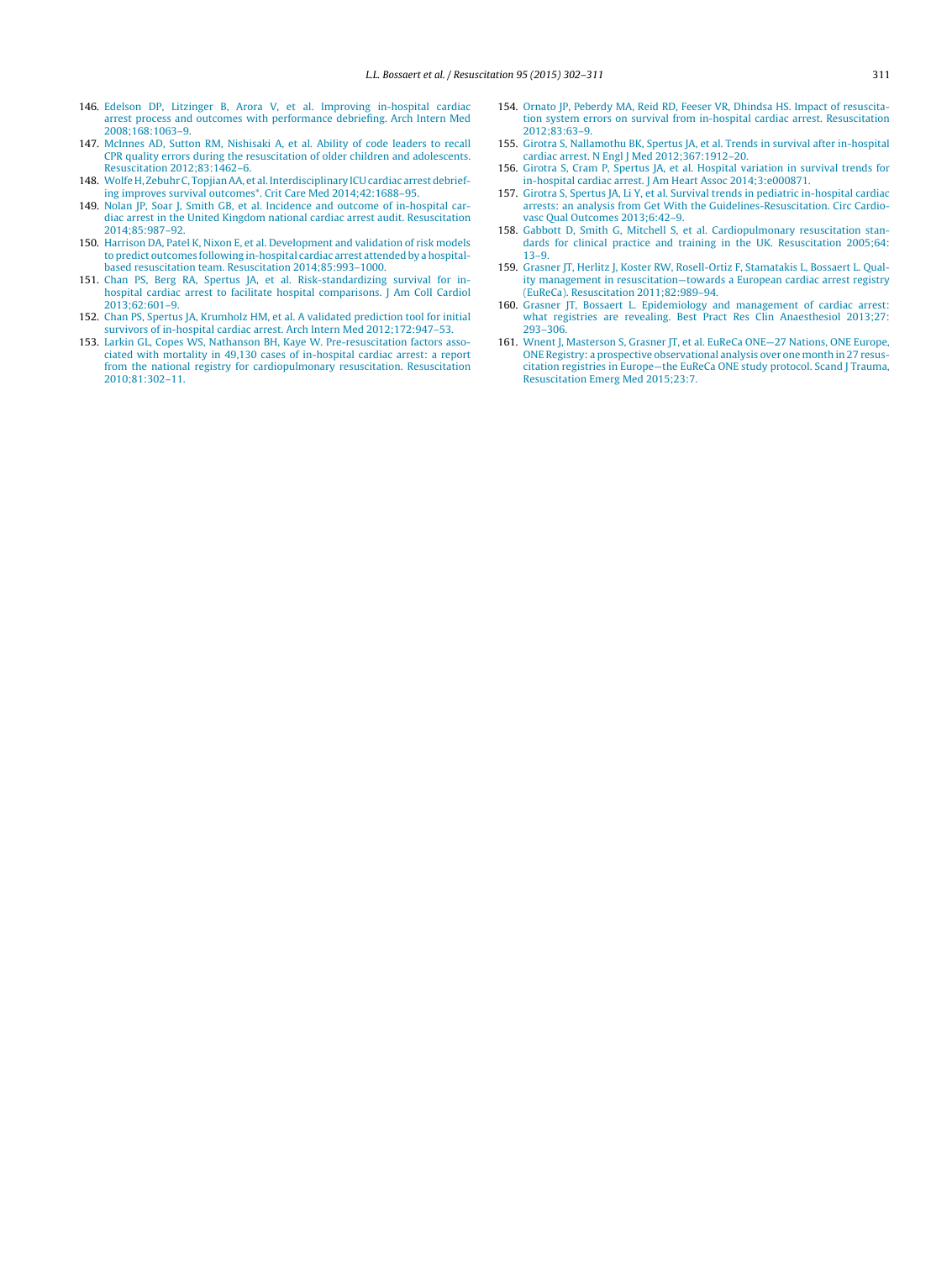146. Edelson DP, Litzinger B, Arora V, et al. Improving in-hospital cardiac arrest process and outcomes with performance debriefing. Arch Intern Med 2008;168:1063–9.
147. McInnes AD, Sutton RM, Nishisaki A, et al. Ability of code leaders to recall CPR quality errors during the resuscitation of older children and adolescents. Resuscitation 2012;83:1462–6.
148. Wolfe H, Zebuhr C, Topjian AA, et al. Interdisciplinary ICU cardiac arrest debriefing improves survival outcomes*. Crit Care Med 2014;42:1688–95.
149. Nolan JP, Soar J, Smith GB, et al. Incidence and outcome of in-hospital cardiac arrest in the United Kingdom national cardiac arrest audit. Resuscitation 2014;85:987–92.
150. Harrison DA, Patel K, Nixon E, et al. Development and validation of risk models to predict outcomes following in-hospital cardiac arrest attended by a hospital-based resuscitation team. Resuscitation 2014;85:993–1000.
151. Chan PS, Berg RA, Spertus JA, et al. Risk-standardizing survival for in-hospital cardiac arrest to facilitate hospital comparisons. J Am Coll Cardiol 2013;62:601–9.
152. Chan PS, Spertus JA, Krumholz HM, et al. A validated prediction tool for initial survivors of in-hospital cardiac arrest. Arch Intern Med 2012;172:947–53.
153. Larkin GL, Copes WS, Nathanson BH, Kaye W. Pre-resuscitation factors associated with mortality in 49,130 cases of in-hospital cardiac arrest: a report from the national registry for cardiopulmonary resuscitation. Resuscitation 2010;81:302–11.
154. Ornato JP, Peberdy MA, Reid RD, Feeser VR, Dhindsa HS. Impact of resuscitation system errors on survival from in-hospital cardiac arrest. Resuscitation 2012;83:63–9.
155. Girotra S, Nallamothu BK, Spertus JA, et al. Trends in survival after in-hospital cardiac arrest. N Engl J Med 2012;367:1912–20.
156. Girotra S, Cram P, Spertus JA, et al. Hospital variation in survival trends for in-hospital cardiac arrest. J Am Heart Assoc 2014;3:e000871.
157. Girotra S, Spertus JA, Li Y, et al. Survival trends in pediatric in-hospital cardiac arrests: an analysis from Get With the Guidelines-Resuscitation. Circ Cardiovasc Qual Outcomes 2013;6:42–9.
158. Gabbott D, Smith G, Mitchell S, et al. Cardiopulmonary resuscitation standards for clinical practice and training in the UK. Resuscitation 2005;64:13–9.
159. Grasner JT, Herlitz J, Koster RW, Rosell-Ortiz F, Stamatakis L, Bossaert L. Quality management in resuscitation—towards a European cardiac arrest registry (EuReCa). Resuscitation 2011;82:989–94.
160. Grasner JT, Bossaert L. Epidemiology and management of cardiac arrest: what registries are revealing. Best Pract Res Clin Anaesthesiol 2013;27:293–306.
161. Wnent J, Masterson S, Grasner JT, et al. EuReCa ONE—27 Nations, ONE Europe, ONE Registry: a prospective observational analysis over one month in 27 resuscitation registries in Europe—the EuReCa ONE study protocol. Scand J Trauma, Resuscitation Emerg Med 2015;23:7.